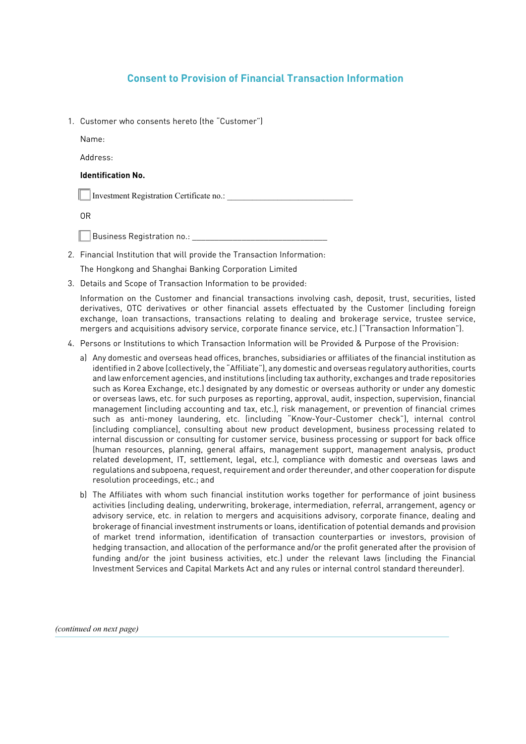# Consent to Provision of Financial Transaction Information

1. Customer who consents hereto (the "Customer")

   Name:

   Address:

   **Identification No.**

   ☐ Investment Registration Certificate no.: ______________________________

   OR

   ☐ Business Registration no.: ________________________________

2. Financial Institution that will provide the Transaction Information:

   The Hongkong and Shanghai Banking Corporation Limited

3. Details and Scope of Transaction Information to be provided:

   Information on the Customer and financial transactions involving cash, deposit, trust, securities, listed derivatives, OTC derivatives or other financial assets effectuated by the Customer (including foreign exchange, loan transactions, transactions relating to dealing and brokerage service, trustee service, mergers and acquisitions advisory service, corporate finance service, etc.) ("Transaction Information").

4. Persons or Institutions to which Transaction Information will be Provided & Purpose of the Provision:

   a) Any domestic and overseas head offices, branches, subsidiaries or affiliates of the financial institution as identified in 2 above (collectively, the "Affiliate"), any domestic and overseas regulatory authorities, courts and law enforcement agencies, and institutions (including tax authority, exchanges and trade repositories such as Korea Exchange, etc.) designated by any domestic or overseas authority or under any domestic or overseas laws, etc. for such purposes as reporting, approval, audit, inspection, supervision, financial management (including accounting and tax, etc.), risk management, or prevention of financial crimes such as anti-money laundering, etc. (including "Know-Your-Customer check"), internal control (including compliance), consulting about new product development, business processing related to internal discussion or consulting for customer service, business processing or support for back office (human resources, planning, general affairs, management support, management analysis, product related development, IT, settlement, legal, etc.), compliance with domestic and overseas laws and regulations and subpoena, request, requirement and order thereunder, and other cooperation for dispute resolution proceedings, etc.; and

   b) The Affiliates with whom such financial institution works together for performance of joint business activities (including dealing, underwriting, brokerage, intermediation, referral, arrangement, agency or advisory service, etc. in relation to mergers and acquisitions advisory, corporate finance, dealing and brokerage of financial investment instruments or loans, identification of potential demands and provision of market trend information, identification of transaction counterparties or investors, provision of hedging transaction, and allocation of the performance and/or the profit generated after the provision of funding and/or the joint business activities, etc.) under the relevant laws (including the Financial Investment Services and Capital Markets Act and any rules or internal control standard thereunder).

*(continued on next page)*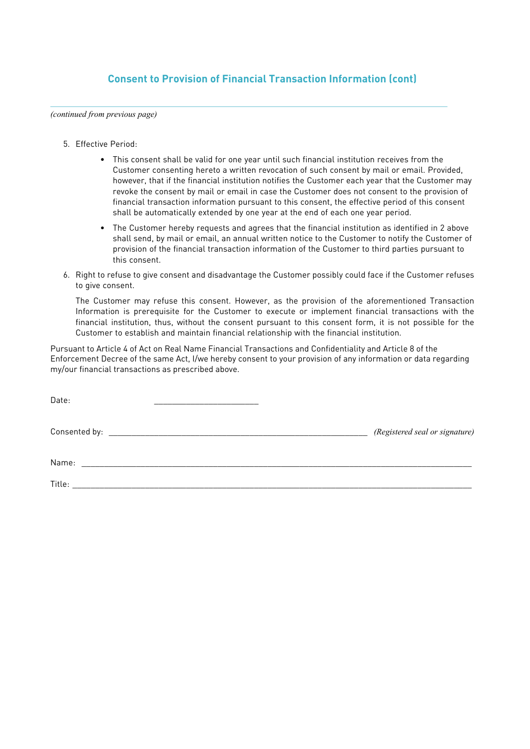## Consent to Provision of Financial Transaction Information (cont)

*(continued from previous page)*

5. Effective Period:
    - This consent shall be valid for one year until such financial institution receives from the Customer consenting hereto a written revocation of such consent by mail or email. Provided, however, that if the financial institution notifies the Customer each year that the Customer may revoke the consent by mail or email in case the Customer does not consent to the provision of financial transaction information pursuant to this consent, the effective period of this consent shall be automatically extended by one year at the end of each one year period.
    - The Customer hereby requests and agrees that the financial institution as identified in 2 above shall send, by mail or email, an annual written notice to the Customer to notify the Customer of provision of the financial transaction information of the Customer to third parties pursuant to this consent.
6. Right to refuse to give consent and disadvantage the Customer possibly could face if the Customer refuses to give consent.

    The Customer may refuse this consent. However, as the provision of the aforementioned Transaction Information is prerequisite for the Customer to execute or implement financial transactions with the financial institution, thus, without the consent pursuant to this consent form, it is not possible for the Customer to establish and maintain financial relationship with the financial institution.

Pursuant to Article 4 of Act on Real Name Financial Transactions and Confidentiality and Article 8 of the Enforcement Decree of the same Act, I/we hereby consent to your provision of any information or data regarding my/our financial transactions as prescribed above.

Date: ________________________

Consented by: ____________________________________________________________ *(Registered seal or signature)*

Name: ____________________________________________________________________________________________

Title: _____________________________________________________________________________________________